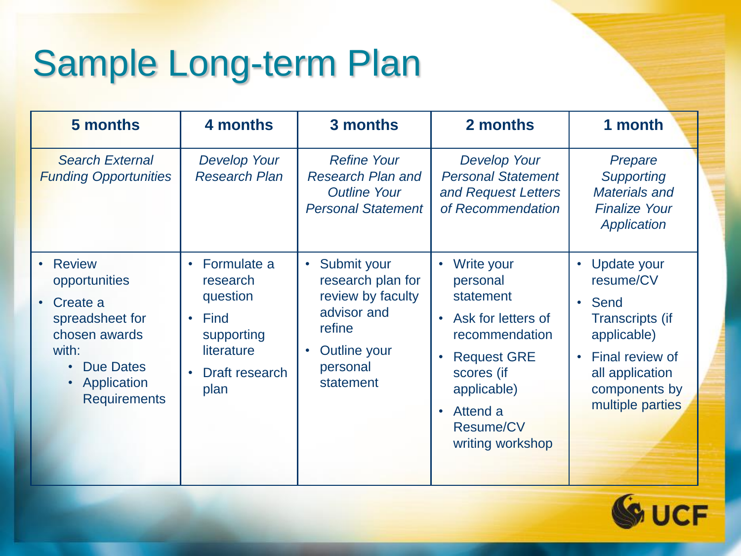# Sample Long-term Plan

| 5 months | 4 months | 3 months | 2 months | 1 month |
|---|---|---|---|---|
| *Search External Funding Opportunities* | *Develop Your Research Plan* | *Refine Your Research Plan and Outline Your Personal Statement* | *Develop Your Personal Statement and Request Letters of Recommendation* | *Prepare Supporting Materials and Finalize Your Application* |
| • Review opportunities<br>• Create a spreadsheet for chosen awards with:<br>&nbsp;&nbsp;• Due Dates<br>&nbsp;&nbsp;• Application Requirements | • Formulate a research question<br>• Find supporting literature<br>• Draft research plan | • Submit your research plan for review by faculty advisor and refine<br>• Outline your personal statement | • Write your personal statement<br>• Ask for letters of recommendation<br>• Request GRE scores (if applicable)<br>• Attend a Resume/CV writing workshop | • Update your resume/CV<br>• Send Transcripts (if applicable)<br>• Final review of all application components by multiple parties |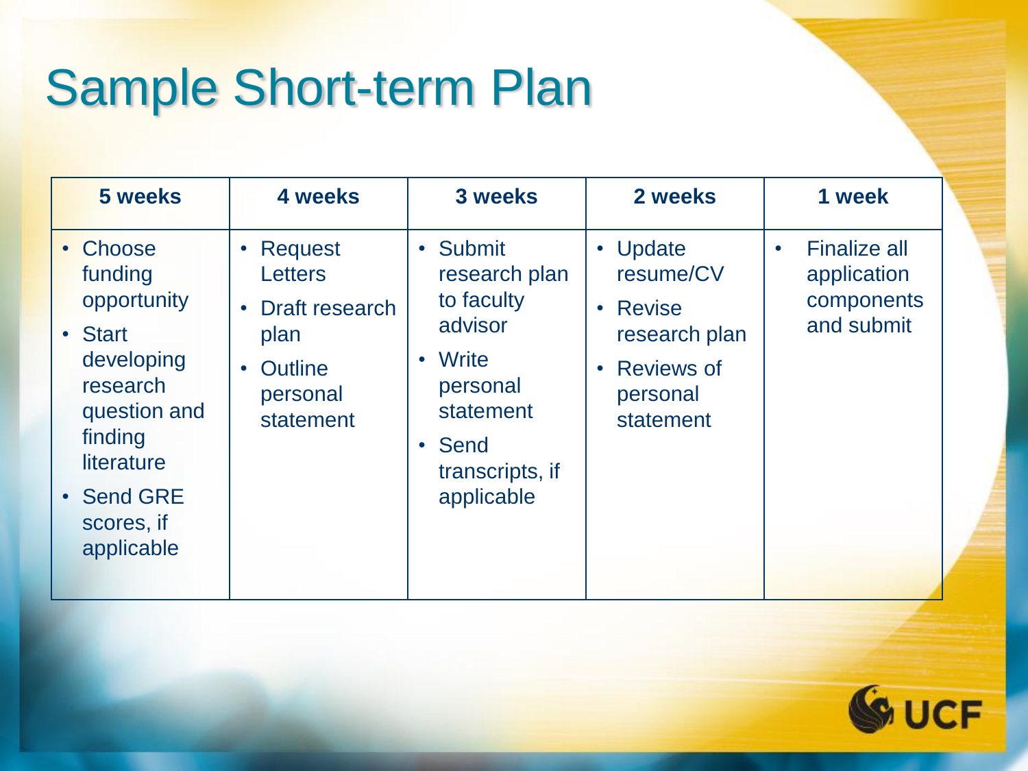# Sample Short-term Plan

| 5 weeks | 4 weeks | 3 weeks | 2 weeks | 1 week |
|---|---|---|---|---|
| • Choose funding opportunity<br>• Start developing research question and finding literature<br>• Send GRE scores, if applicable | • Request Letters<br>• Draft research plan<br>• Outline personal statement | • Submit research plan to faculty advisor<br>• Write personal statement<br>• Send transcripts, if applicable | • Update resume/CV<br>• Revise research plan<br>• Reviews of personal statement | • Finalize all application components and submit |